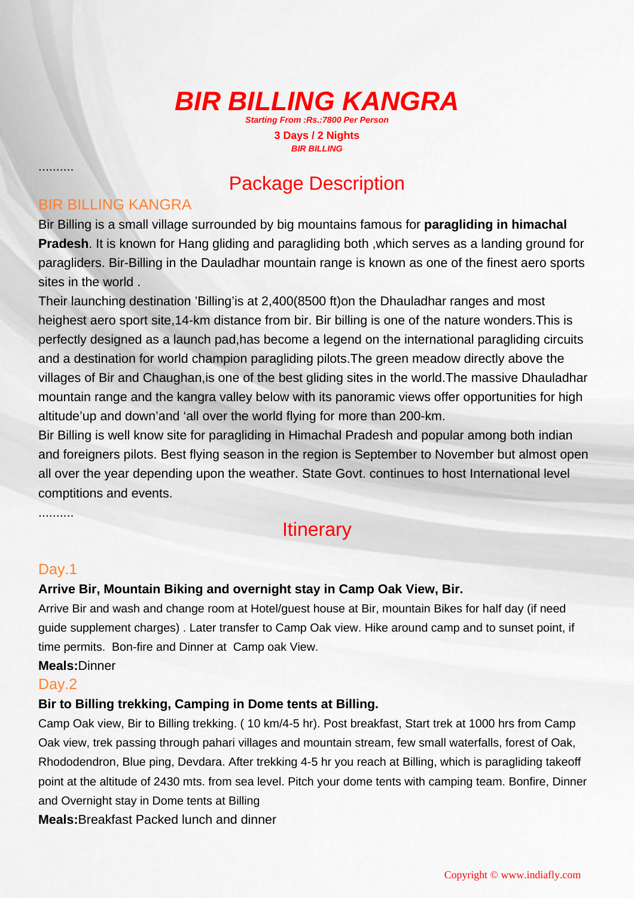# BIR BILLING KANGRA

***Starting From :Rs.:7800 Per Person***

**3 Days / 2 Nights**

***BIR BILLING***

..........

## Package Description

### BIR BILLING KANGRA

Bir Billing is a small village surrounded by big mountains famous for **paragliding in himachal Pradesh**. It is known for Hang gliding and paragliding both ,which serves as a landing ground for paragliders. Bir-Billing in the Dauladhar mountain range is known as one of the finest aero sports sites in the world .

Their launching destination 'Billing'is at 2,400(8500 ft)on the Dhauladhar ranges and most heighest aero sport site,14-km distance from bir. Bir billing is one of the nature wonders.This is perfectly designed as a launch pad,has become a legend on the international paragliding circuits and a destination for world champion paragliding pilots.The green meadow directly above the villages of Bir and Chaughan,is one of the best gliding sites in the world.The massive Dhauladhar mountain range and the kangra valley below with its panoramic views offer opportunities for high altitude'up and down'and 'all over the world flying for more than 200-km.

Bir Billing is well know site for paragliding in Himachal Pradesh and popular among both indian and foreigners pilots. Best flying season in the region is September to November but almost open all over the year depending upon the weather. State Govt. continues to host International level comptitions and events.

..........

## Itinerary

### Day.1

**Arrive Bir, Mountain Biking and overnight stay in Camp Oak View, Bir.**

Arrive Bir and wash and change room at Hotel/guest house at Bir, mountain Bikes for half day (if need guide supplement charges) . Later transfer to Camp Oak view. Hike around camp and to sunset point, if time permits. Bon-fire and Dinner at Camp oak View.

**Meals:**Dinner

### Day.2

**Bir to Billing trekking, Camping in Dome tents at Billing.**

Camp Oak view, Bir to Billing trekking. ( 10 km/4-5 hr). Post breakfast, Start trek at 1000 hrs from Camp Oak view, trek passing through pahari villages and mountain stream, few small waterfalls, forest of Oak, Rhododendron, Blue ping, Devdara. After trekking 4-5 hr you reach at Billing, which is paragliding takeoff point at the altitude of 2430 mts. from sea level. Pitch your dome tents with camping team. Bonfire, Dinner and Overnight stay in Dome tents at Billing

**Meals:**Breakfast Packed lunch and dinner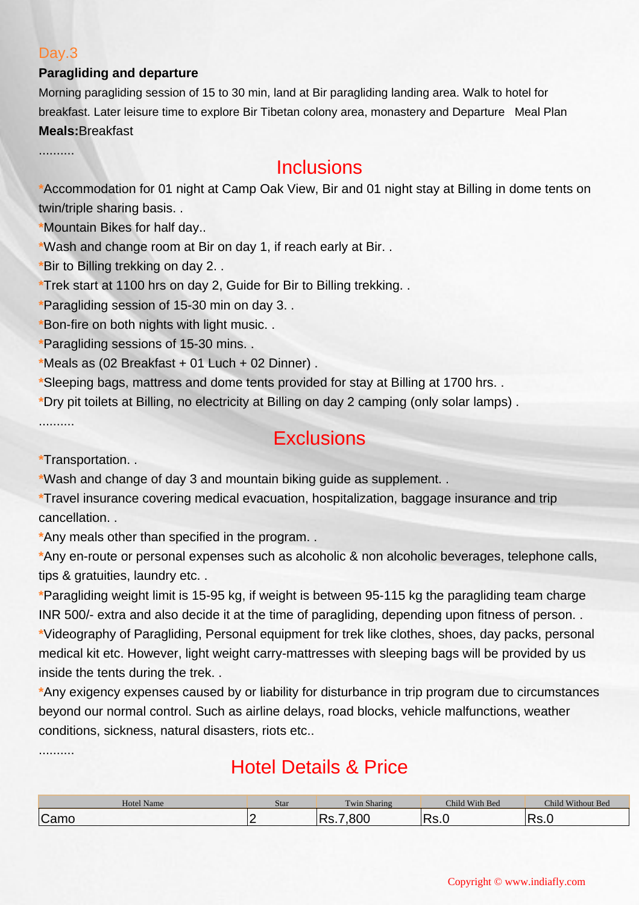## Day.3

**Paragliding and departure**

Morning paragliding session of 15 to 30 min, land at Bir paragliding landing area. Walk to hotel for breakfast. Later leisure time to explore Bir Tibetan colony area, monastery and Departure   Meal Plan

**Meals:**Breakfast

..........

# Inclusions

*Accommodation for 01 night at Camp Oak View, Bir and 01 night stay at Billing in dome tents on twin/triple sharing basis. .
*Mountain Bikes for half day..
*Wash and change room at Bir on day 1, if reach early at Bir. .
*Bir to Billing trekking on day 2. .
*Trek start at 1100 hrs on day 2, Guide for Bir to Billing trekking. .
*Paragliding session of 15-30 min on day 3. .
*Bon-fire on both nights with light music. .
*Paragliding sessions of 15-30 mins. .
*Meals as (02 Breakfast + 01 Luch + 02 Dinner) .
*Sleeping bags, mattress and dome tents provided for stay at Billing at 1700 hrs. .
*Dry pit toilets at Billing, no electricity at Billing on day 2 camping (only solar lamps) .

..........

# Exclusions

*Transportation. .
*Wash and change of day 3 and mountain biking guide as supplement. .
*Travel insurance covering medical evacuation, hospitalization, baggage insurance and trip cancellation. .
*Any meals other than specified in the program. .
*Any en-route or personal expenses such as alcoholic & non alcoholic beverages, telephone calls, tips & gratuities, laundry etc. .
*Paragliding weight limit is 15-95 kg, if weight is between 95-115 kg the paragliding team charge INR 500/- extra and also decide it at the time of paragliding, depending upon fitness of person. .
*Videography of Paragliding, Personal equipment for trek like clothes, shoes, day packs, personal medical kit etc. However, light weight carry-mattresses with sleeping bags will be provided by us inside the tents during the trek. .
*Any exigency expenses caused by or liability for disturbance in trip program due to circumstances beyond our normal control. Such as airline delays, road blocks, vehicle malfunctions, weather conditions, sickness, natural disasters, riots etc..

..........

# Hotel Details & Price

| Hotel Name | Star | Twin Sharing | Child With Bed | Child Without Bed |
|---|---|---|---|---|
| Camo | 2 | Rs.7,800 | Rs.0 | Rs.0 |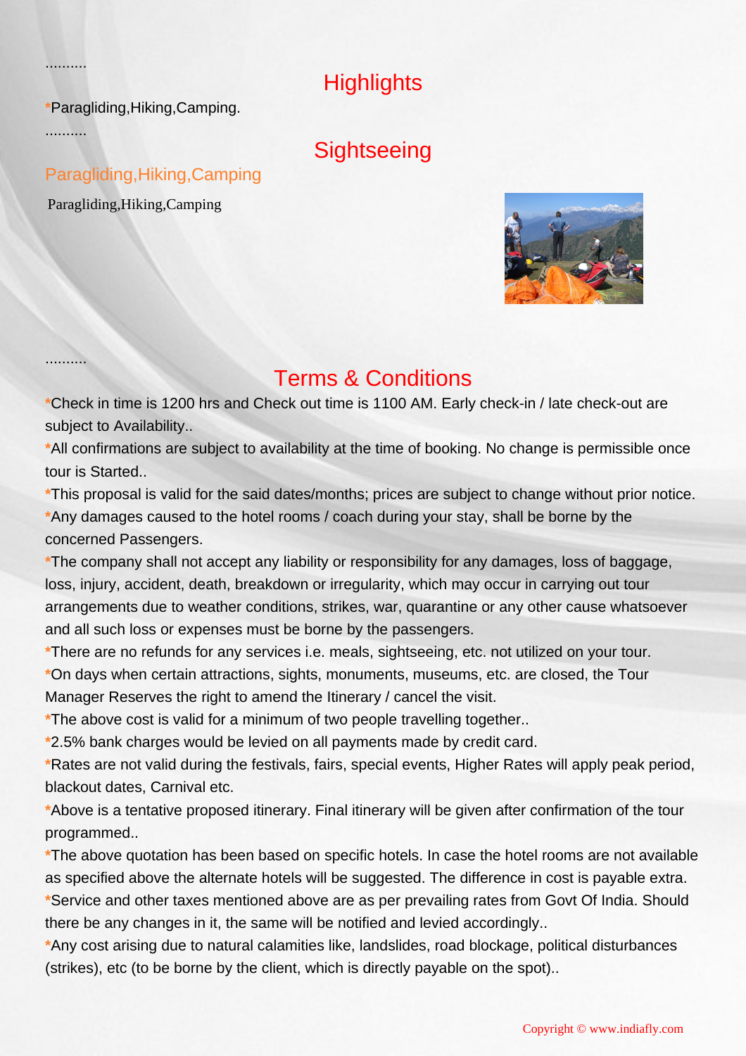..........

## Highlights

*Paragliding,Hiking,Camping.

..........

## Sightseeing

### Paragliding,Hiking,Camping

Paragliding,Hiking,Camping

..........

## Terms & Conditions

*Check in time is 1200 hrs and Check out time is 1100 AM. Early check-in / late check-out are subject to Availability..

*All confirmations are subject to availability at the time of booking. No change is permissible once tour is Started..

*This proposal is valid for the said dates/months; prices are subject to change without prior notice.

*Any damages caused to the hotel rooms / coach during your stay, shall be borne by the concerned Passengers.

*The company shall not accept any liability or responsibility for any damages, loss of baggage, loss, injury, accident, death, breakdown or irregularity, which may occur in carrying out tour arrangements due to weather conditions, strikes, war, quarantine or any other cause whatsoever and all such loss or expenses must be borne by the passengers.

*There are no refunds for any services i.e. meals, sightseeing, etc. not utilized on your tour.

*On days when certain attractions, sights, monuments, museums, etc. are closed, the Tour Manager Reserves the right to amend the Itinerary / cancel the visit.

*The above cost is valid for a minimum of two people travelling together..

*2.5% bank charges would be levied on all payments made by credit card.

*Rates are not valid during the festivals, fairs, special events, Higher Rates will apply peak period, blackout dates, Carnival etc.

*Above is a tentative proposed itinerary. Final itinerary will be given after confirmation of the tour programmed..

*The above quotation has been based on specific hotels. In case the hotel rooms are not available as specified above the alternate hotels will be suggested. The difference in cost is payable extra.

*Service and other taxes mentioned above are as per prevailing rates from Govt Of India. Should there be any changes in it, the same will be notified and levied accordingly..

*Any cost arising due to natural calamities like, landslides, road blockage, political disturbances (strikes), etc (to be borne by the client, which is directly payable on the spot)..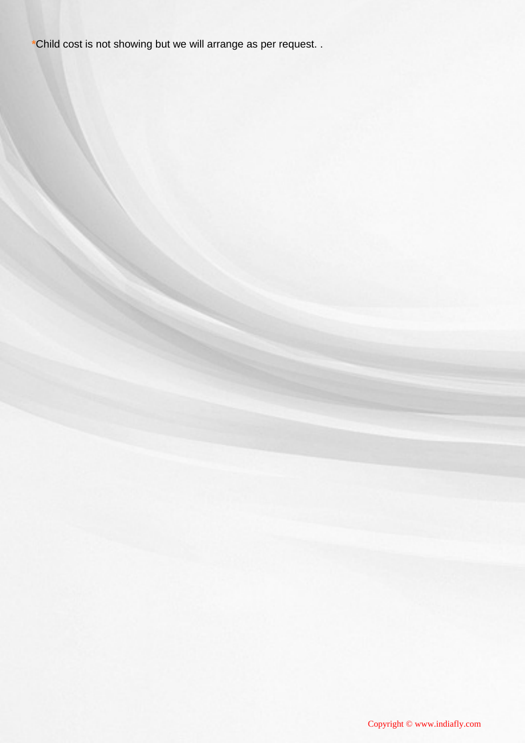*Child cost is not showing but we will arrange as per request. .